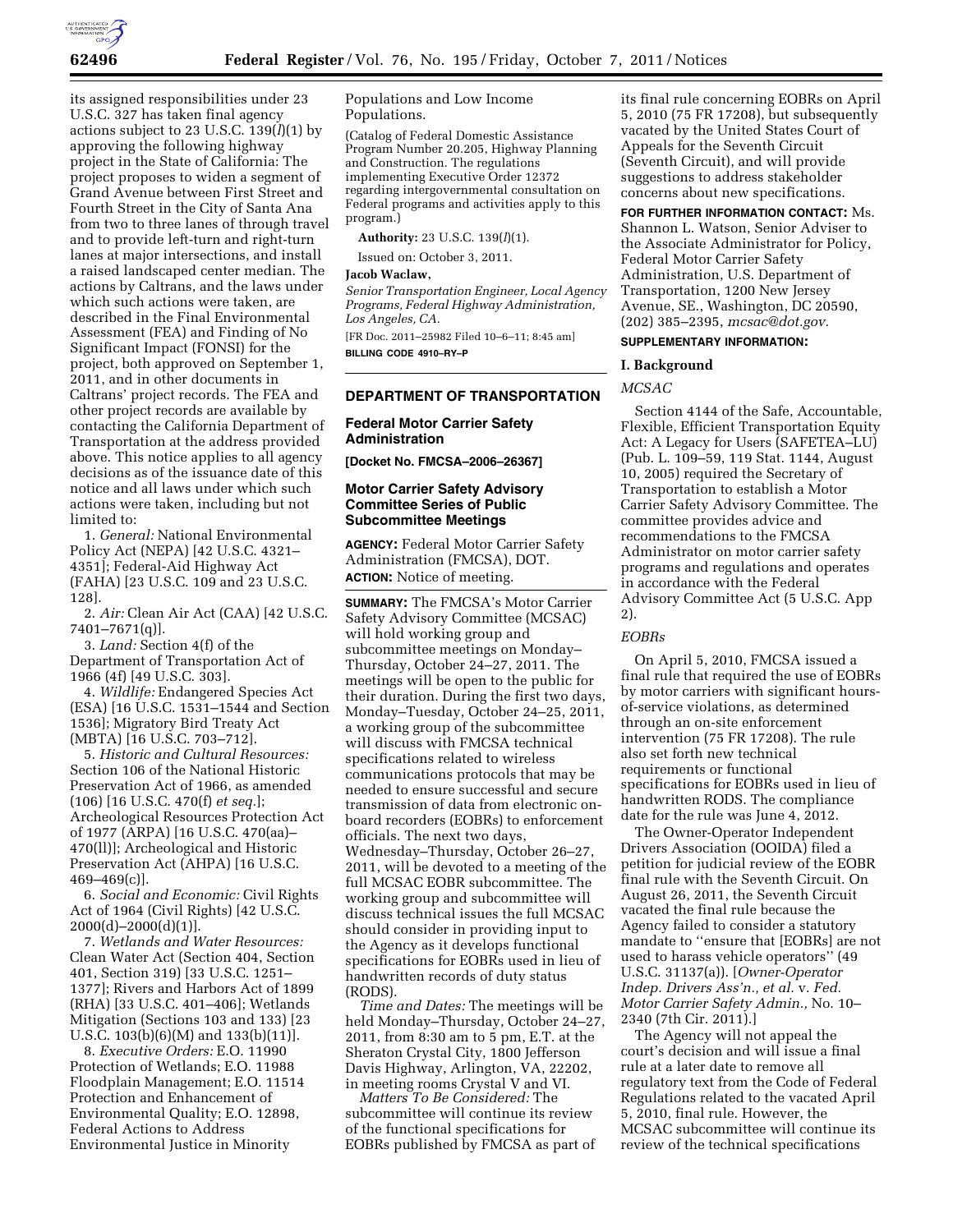its assigned responsibilities under 23 U.S.C. 327 has taken final agency actions subject to 23 U.S.C. 139(*l*)(1) by approving the following highway project in the State of California: The project proposes to widen a segment of Grand Avenue between First Street and Fourth Street in the City of Santa Ana from two to three lanes of through travel and to provide left-turn and right-turn lanes at major intersections, and install a raised landscaped center median. The actions by Caltrans, and the laws under which such actions were taken, are described in the Final Environmental Assessment (FEA) and Finding of No Significant Impact (FONSI) for the project, both approved on September 1, 2011, and in other documents in Caltrans' project records. The FEA and other project records are available by contacting the California Department of Transportation at the address provided above. This notice applies to all agency decisions as of the issuance date of this notice and all laws under which such actions were taken, including but not limited to:

1. *General:* National Environmental Policy Act (NEPA) [42 U.S.C. 4321–4351]; Federal-Aid Highway Act (FAHA) [23 U.S.C. 109 and 23 U.S.C. 128].

2. *Air:* Clean Air Act (CAA) [42 U.S.C. 7401–7671(q)].

3. *Land:* Section 4(f) of the Department of Transportation Act of 1966 (4f) [49 U.S.C. 303].

4. *Wildlife:* Endangered Species Act (ESA) [16 U.S.C. 1531–1544 and Section 1536]; Migratory Bird Treaty Act (MBTA) [16 U.S.C. 703–712].

5. *Historic and Cultural Resources:* Section 106 of the National Historic Preservation Act of 1966, as amended (106) [16 U.S.C. 470(f) *et seq.*]; Archeological Resources Protection Act of 1977 (ARPA) [16 U.S.C. 470(aa)–470(ll)]; Archeological and Historic Preservation Act (AHPA) [16 U.S.C. 469–469(c)].

6. *Social and Economic:* Civil Rights Act of 1964 (Civil Rights) [42 U.S.C. 2000(d)–2000(d)(1)].

7. *Wetlands and Water Resources:* Clean Water Act (Section 404, Section 401, Section 319) [33 U.S.C. 1251–1377]; Rivers and Harbors Act of 1899 (RHA) [33 U.S.C. 401–406]; Wetlands Mitigation (Sections 103 and 133) [23 U.S.C. 103(b)(6)(M) and 133(b)(11)].

8. *Executive Orders:* E.O. 11990 Protection of Wetlands; E.O. 11988 Floodplain Management; E.O. 11514 Protection and Enhancement of Environmental Quality; E.O. 12898, Federal Actions to Address Environmental Justice in Minority Populations and Low Income Populations.

(Catalog of Federal Domestic Assistance Program Number 20.205, Highway Planning and Construction. The regulations implementing Executive Order 12372 regarding intergovernmental consultation on Federal programs and activities apply to this program.)

**Authority:** 23 U.S.C. 139(*l*)(1).

Issued on: October 3, 2011.

**Jacob Waclaw,**

*Senior Transportation Engineer, Local Agency Programs, Federal Highway Administration, Los Angeles, CA.*

[FR Doc. 2011–25982 Filed 10–6–11; 8:45 am]

**BILLING CODE 4910–RY–P**

## DEPARTMENT OF TRANSPORTATION

### Federal Motor Carrier Safety Administration

**[Docket No. FMCSA–2006–26367]**

### Motor Carrier Safety Advisory Committee Series of Public Subcommittee Meetings

**AGENCY:** Federal Motor Carrier Safety Administration (FMCSA), DOT.

**ACTION:** Notice of meeting.

**SUMMARY:** The FMCSA's Motor Carrier Safety Advisory Committee (MCSAC) will hold working group and subcommittee meetings on Monday–Thursday, October 24–27, 2011. The meetings will be open to the public for their duration. During the first two days, Monday–Tuesday, October 24–25, 2011, a working group of the subcommittee will discuss with FMCSA technical specifications related to wireless communications protocols that may be needed to ensure successful and secure transmission of data from electronic on-board recorders (EOBRs) to enforcement officials. The next two days, Wednesday–Thursday, October 26–27, 2011, will be devoted to a meeting of the full MCSAC EOBR subcommittee. The working group and subcommittee will discuss technical issues the full MCSAC should consider in providing input to the Agency as it develops functional specifications for EOBRs used in lieu of handwritten records of duty status (RODS).

*Time and Dates:* The meetings will be held Monday–Thursday, October 24–27, 2011, from 8:30 am to 5 pm, E.T. at the Sheraton Crystal City, 1800 Jefferson Davis Highway, Arlington, VA, 22202, in meeting rooms Crystal V and VI.

*Matters To Be Considered:* The subcommittee will continue its review of the functional specifications for EOBRs published by FMCSA as part of its final rule concerning EOBRs on April 5, 2010 (75 FR 17208), but subsequently vacated by the United States Court of Appeals for the Seventh Circuit (Seventh Circuit), and will provide suggestions to address stakeholder concerns about new specifications.

**FOR FURTHER INFORMATION CONTACT:** Ms. Shannon L. Watson, Senior Adviser to the Associate Administrator for Policy, Federal Motor Carrier Safety Administration, U.S. Department of Transportation, 1200 New Jersey Avenue, SE., Washington, DC 20590, (202) 385–2395, *mcsac@dot.gov.*

**SUPPLEMENTARY INFORMATION:**

#### I. Background

*MCSAC*

Section 4144 of the Safe, Accountable, Flexible, Efficient Transportation Equity Act: A Legacy for Users (SAFETEA–LU) (Pub. L. 109–59, 119 Stat. 1144, August 10, 2005) required the Secretary of Transportation to establish a Motor Carrier Safety Advisory Committee. The committee provides advice and recommendations to the FMCSA Administrator on motor carrier safety programs and regulations and operates in accordance with the Federal Advisory Committee Act (5 U.S.C. App 2).

*EOBRs*

On April 5, 2010, FMCSA issued a final rule that required the use of EOBRs by motor carriers with significant hours-of-service violations, as determined through an on-site enforcement intervention (75 FR 17208). The rule also set forth new technical requirements or functional specifications for EOBRs used in lieu of handwritten RODS. The compliance date for the rule was June 4, 2012.

The Owner-Operator Independent Drivers Association (OOIDA) filed a petition for judicial review of the EOBR final rule with the Seventh Circuit. On August 26, 2011, the Seventh Circuit vacated the final rule because the Agency failed to consider a statutory mandate to "ensure that [EOBRs] are not used to harass vehicle operators" (49 U.S.C. 31137(a)). [*Owner-Operator Indep. Drivers Ass'n., et al.* v. *Fed. Motor Carrier Safety Admin.,* No. 10–2340 (7th Cir. 2011).]

The Agency will not appeal the court's decision and will issue a final rule at a later date to remove all regulatory text from the Code of Federal Regulations related to the vacated April 5, 2010, final rule. However, the MCSAC subcommittee will continue its review of the technical specifications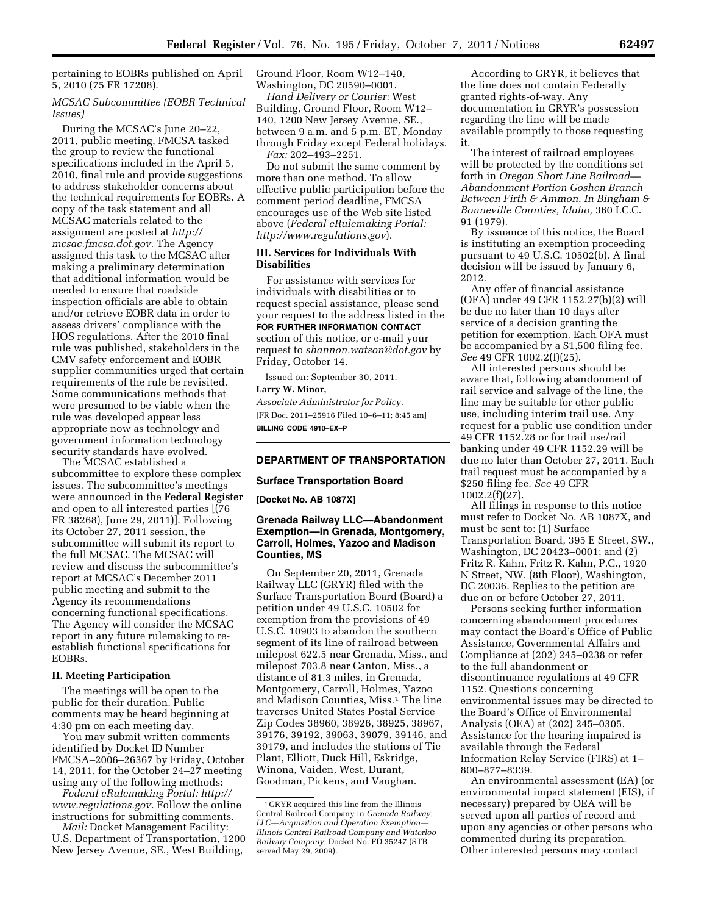pertaining to EOBRs published on April 5, 2010 (75 FR 17208).

*MCSAC Subcommittee (EOBR Technical Issues)*

During the MCSAC's June 20–22, 2011, public meeting, FMCSA tasked the group to review the functional specifications included in the April 5, 2010, final rule and provide suggestions to address stakeholder concerns about the technical requirements for EOBRs. A copy of the task statement and all MCSAC materials related to the assignment are posted at *http://mcsac.fmcsa.dot.gov.* The Agency assigned this task to the MCSAC after making a preliminary determination that additional information would be needed to ensure that roadside inspection officials are able to obtain and/or retrieve EOBR data in order to assess drivers' compliance with the HOS regulations. After the 2010 final rule was published, stakeholders in the CMV safety enforcement and EOBR supplier communities urged that certain requirements of the rule be revisited. Some communications methods that were presumed to be viable when the rule was developed appear less appropriate now as technology and government information technology security standards have evolved.

The MCSAC established a subcommittee to explore these complex issues. The subcommittee's meetings were announced in the **Federal Register** and open to all interested parties [(76 FR 38268), June 29, 2011)]. Following its October 27, 2011 session, the subcommittee will submit its report to the full MCSAC. The MCSAC will review and discuss the subcommittee's report at MCSAC's December 2011 public meeting and submit to the Agency its recommendations concerning functional specifications. The Agency will consider the MCSAC report in any future rulemaking to re-establish functional specifications for EOBRs.

## II. Meeting Participation

The meetings will be open to the public for their duration. Public comments may be heard beginning at 4:30 pm on each meeting day.

You may submit written comments identified by Docket ID Number FMCSA–2006–26367 by Friday, October 14, 2011, for the October 24–27 meeting using any of the following methods:

*Federal eRulemaking Portal: http://www.regulations.gov.* Follow the online instructions for submitting comments.

*Mail:* Docket Management Facility: U.S. Department of Transportation, 1200 New Jersey Avenue, SE., West Building, Ground Floor, Room W12–140, Washington, DC 20590–0001.

*Hand Delivery or Courier:* West Building, Ground Floor, Room W12–140, 1200 New Jersey Avenue, SE., between 9 a.m. and 5 p.m. ET, Monday through Friday except Federal holidays.

*Fax:* 202–493–2251.

Do not submit the same comment by more than one method. To allow effective public participation before the comment period deadline, FMCSA encourages use of the Web site listed above (*Federal eRulemaking Portal: http://www.regulations.gov*).

## III. Services for Individuals With Disabilities

For assistance with services for individuals with disabilities or to request special assistance, please send your request to the address listed in the **FOR FURTHER INFORMATION CONTACT** section of this notice, or e-mail your request to *shannon.watson@dot.gov* by Friday, October 14.

Issued on: September 30, 2011.

**Larry W. Minor,**

*Associate Administrator for Policy.*

[FR Doc. 2011–25916 Filed 10–6–11; 8:45 am]

**BILLING CODE 4910–EX–P**

---

# DEPARTMENT OF TRANSPORTATION

## Surface Transportation Board

**[Docket No. AB 1087X]**

## Grenada Railway LLC—Abandonment Exemption—in Grenada, Montgomery, Carroll, Holmes, Yazoo and Madison Counties, MS

On September 20, 2011, Grenada Railway LLC (GRYR) filed with the Surface Transportation Board (Board) a petition under 49 U.S.C. 10502 for exemption from the provisions of 49 U.S.C. 10903 to abandon the southern segment of its line of railroad between milepost 622.5 near Grenada, Miss., and milepost 703.8 near Canton, Miss., a distance of 81.3 miles, in Grenada, Montgomery, Carroll, Holmes, Yazoo and Madison Counties, Miss.[1] The line traverses United States Postal Service Zip Codes 38960, 38926, 38925, 38967, 39176, 39192, 39063, 39079, 39146, and 39179, and includes the stations of Tie Plant, Elliott, Duck Hill, Eskridge, Winona, Vaiden, West, Durant, Goodman, Pickens, and Vaughan.

[1] GRYR acquired this line from the Illinois Central Railroad Company in *Grenada Railway, LLC—Acquisition and Operation Exemption—Illinois Central Railroad Company and Waterloo Railway Company,* Docket No. FD 35247 (STB served May 29, 2009).

According to GRYR, it believes that the line does not contain Federally granted rights-of-way. Any documentation in GRYR's possession regarding the line will be made available promptly to those requesting it.

The interest of railroad employees will be protected by the conditions set forth in *Oregon Short Line Railroad—Abandonment Portion Goshen Branch Between Firth & Ammon, In Bingham & Bonneville Counties, Idaho,* 360 I.C.C. 91 (1979).

By issuance of this notice, the Board is instituting an exemption proceeding pursuant to 49 U.S.C. 10502(b). A final decision will be issued by January 6, 2012.

Any offer of financial assistance (OFA) under 49 CFR 1152.27(b)(2) will be due no later than 10 days after service of a decision granting the petition for exemption. Each OFA must be accompanied by a $1,500 filing fee. *See* 49 CFR 1002.2(f)(25).

All interested persons should be aware that, following abandonment of rail service and salvage of the line, the line may be suitable for other public use, including interim trail use. Any request for a public use condition under 49 CFR 1152.28 or for trail use/rail banking under 49 CFR 1152.29 will be due no later than October 27, 2011. Each trail request must be accompanied by a $250 filing fee. *See* 49 CFR 1002.2(f)(27).

All filings in response to this notice must refer to Docket No. AB 1087X, and must be sent to: (1) Surface Transportation Board, 395 E Street, SW., Washington, DC 20423–0001; and (2) Fritz R. Kahn, Fritz R. Kahn, P.C., 1920 N Street, NW. (8th Floor), Washington, DC 20036. Replies to the petition are due on or before October 27, 2011.

Persons seeking further information concerning abandonment procedures may contact the Board's Office of Public Assistance, Governmental Affairs and Compliance at (202) 245–0238 or refer to the full abandonment or discontinuance regulations at 49 CFR 1152. Questions concerning environmental issues may be directed to the Board's Office of Environmental Analysis (OEA) at (202) 245–0305. Assistance for the hearing impaired is available through the Federal Information Relay Service (FIRS) at 1–800–877–8339.

An environmental assessment (EA) (or environmental impact statement (EIS), if necessary) prepared by OEA will be served upon all parties of record and upon any agencies or other persons who commented during its preparation. Other interested persons may contact